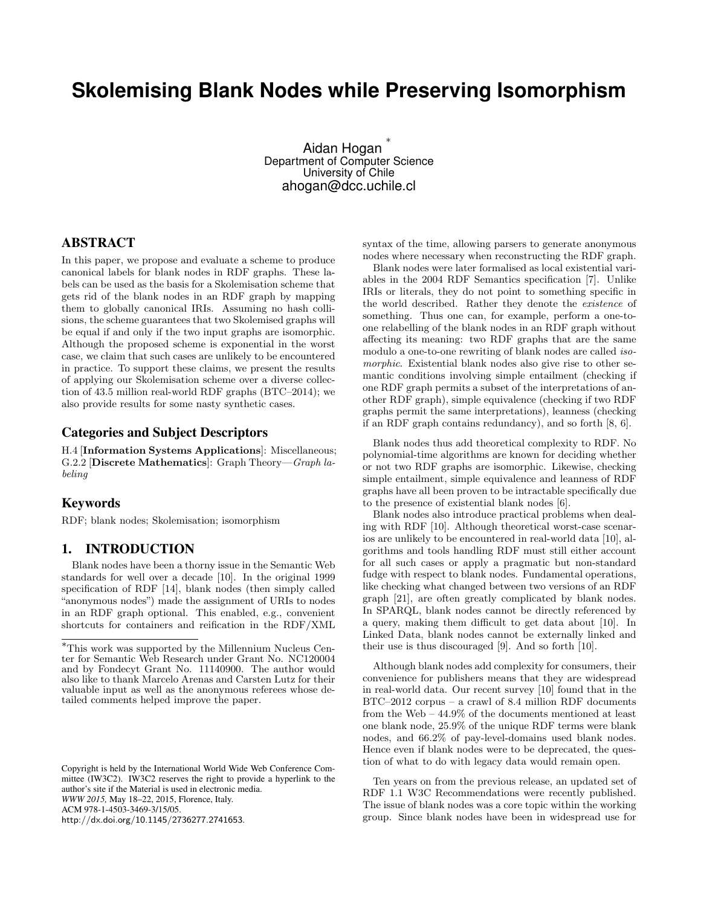# Skolemising Blank Nodes while Preserving Isomorphism

Aidan Hogan [*]
Department of Computer Science
University of Chile
ahogan@dcc.uchile.cl

## ABSTRACT

In this paper, we propose and evaluate a scheme to produce canonical labels for blank nodes in RDF graphs. These labels can be used as the basis for a Skolemisation scheme that gets rid of the blank nodes in an RDF graph by mapping them to globally canonical IRIs. Assuming no hash collisions, the scheme guarantees that two Skolemised graphs will be equal if and only if the two input graphs are isomorphic. Although the proposed scheme is exponential in the worst case, we claim that such cases are unlikely to be encountered in practice. To support these claims, we present the results of applying our Skolemisation scheme over a diverse collection of 43.5 million real-world RDF graphs (BTC–2014); we also provide results for some nasty synthetic cases.

## Categories and Subject Descriptors

H.4 [**Information Systems Applications**]: Miscellaneous; G.2.2 [**Discrete Mathematics**]: Graph Theory—*Graph labeling*

## Keywords

RDF; blank nodes; Skolemisation; isomorphism

## 1. INTRODUCTION

Blank nodes have been a thorny issue in the Semantic Web standards for well over a decade [10]. In the original 1999 specification of RDF [14], blank nodes (then simply called "anonymous nodes") made the assignment of URIs to nodes in an RDF graph optional. This enabled, e.g., convenient shortcuts for containers and reification in the RDF/XML syntax of the time, allowing parsers to generate anonymous nodes where necessary when reconstructing the RDF graph.

Blank nodes were later formalised as local existential variables in the 2004 RDF Semantics specification [7]. Unlike IRIs or literals, they do not point to something specific in the world described. Rather they denote the *existence* of something. Thus one can, for example, perform a one-to-one relabelling of the blank nodes in an RDF graph without affecting its meaning: two RDF graphs that are the same modulo a one-to-one rewriting of blank nodes are called *isomorphic*. Existential blank nodes also give rise to other semantic conditions involving simple entailment (checking if one RDF graph permits a subset of the interpretations of another RDF graph), simple equivalence (checking if two RDF graphs permit the same interpretations), leanness (checking if an RDF graph contains redundancy), and so forth [8, 6].

Blank nodes thus add theoretical complexity to RDF. No polynomial-time algorithms are known for deciding whether or not two RDF graphs are isomorphic. Likewise, checking simple entailment, simple equivalence and leanness of RDF graphs have all been proven to be intractable specifically due to the presence of existential blank nodes [6].

Blank nodes also introduce practical problems when dealing with RDF [10]. Although theoretical worst-case scenarios are unlikely to be encountered in real-world data [10], algorithms and tools handling RDF must still either account for all such cases or apply a pragmatic but non-standard fudge with respect to blank nodes. Fundamental operations, like checking what changed between two versions of an RDF graph [21], are often greatly complicated by blank nodes. In SPARQL, blank nodes cannot be directly referenced by a query, making them difficult to get data about [10]. In Linked Data, blank nodes cannot be externally linked and their use is thus discouraged [9]. And so forth [10].

Although blank nodes add complexity for consumers, their convenience for publishers means that they are widespread in real-world data. Our recent survey [10] found that in the BTC–2012 corpus – a crawl of 8.4 million RDF documents from the Web – 44.9% of the documents mentioned at least one blank node, 25.9% of the unique RDF terms were blank nodes, and 66.2% of pay-level-domains used blank nodes. Hence even if blank nodes were to be deprecated, the question of what to do with legacy data would remain open.

Ten years on from the previous release, an updated set of RDF 1.1 W3C Recommendations were recently published. The issue of blank nodes was a core topic within the working group. Since blank nodes have been in widespread use for

[*]This work was supported by the Millennium Nucleus Center for Semantic Web Research under Grant No. NC120004 and by Fondecyt Grant No. 11140900. The author would also like to thank Marcelo Arenas and Carsten Lutz for their valuable input as well as the anonymous referees whose detailed comments helped improve the paper.

Copyright is held by the International World Wide Web Conference Committee (IW3C2). IW3C2 reserves the right to provide a hyperlink to the author's site if the Material is used in electronic media.
*WWW 2015,* May 18–22, 2015, Florence, Italy.
ACM 978-1-4503-3469-3/15/05.
http://dx.doi.org/10.1145/2736277.2741653.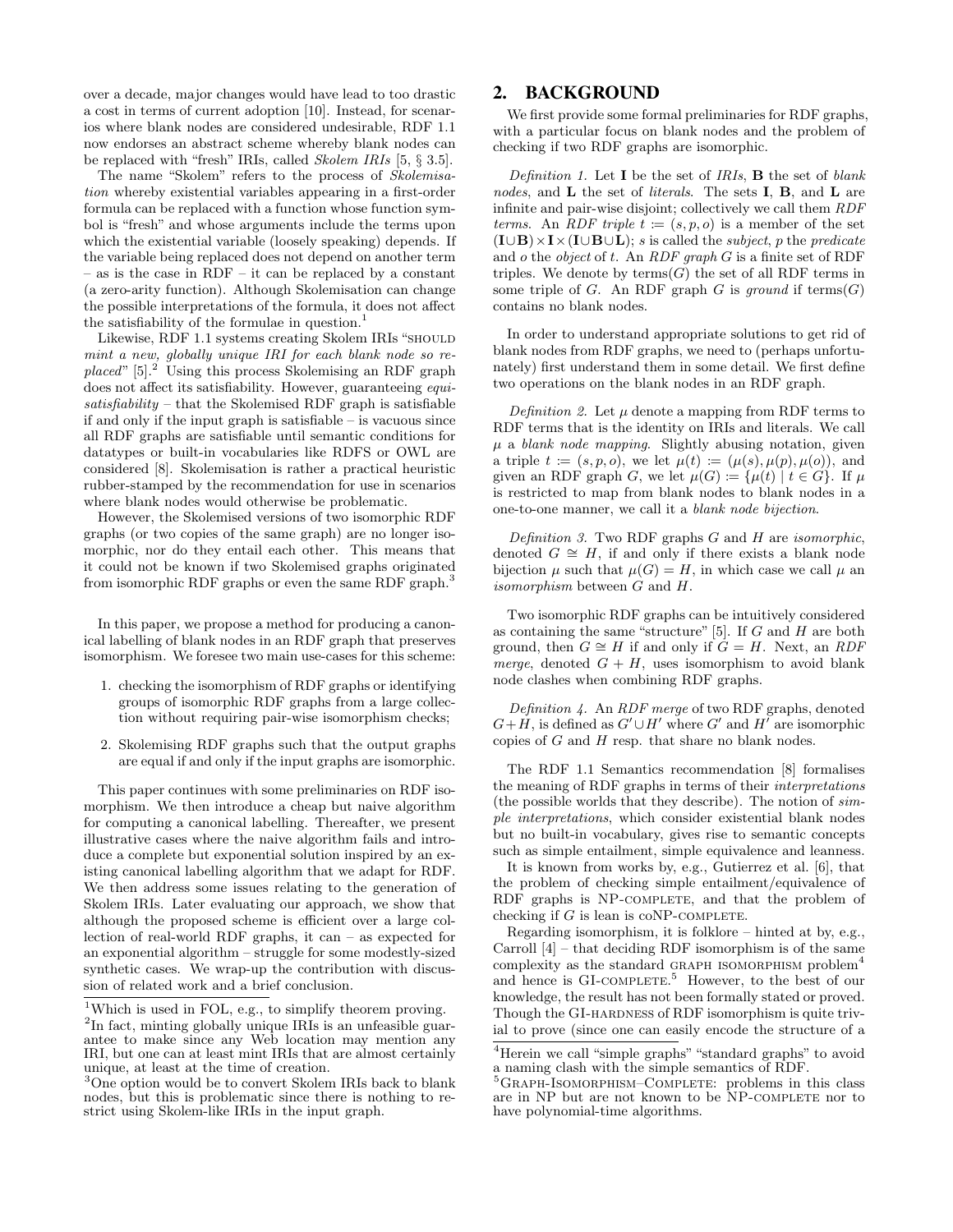over a decade, major changes would have lead to too drastic a cost in terms of current adoption [10]. Instead, for scenarios where blank nodes are considered undesirable, RDF 1.1 now endorses an abstract scheme whereby blank nodes can be replaced with "fresh" IRIs, called *Skolem IRIs* [5, § 3.5].

The name "Skolem" refers to the process of *Skolemisation* whereby existential variables appearing in a first-order formula can be replaced with a function whose function symbol is "fresh" and whose arguments include the terms upon which the existential variable (loosely speaking) depends. If the variable being replaced does not depend on another term – as is the case in RDF – it can be replaced by a constant (a zero-arity function). Although Skolemisation can change the possible interpretations of the formula, it does not affect the satisfiability of the formulae in question.[1]

Likewise, RDF 1.1 systems creating Skolem IRIs "SHOULD *mint a new, globally unique IRI for each blank node so replaced*" [5].[2] Using this process Skolemising an RDF graph does not affect its satisfiability. However, guaranteeing *equisatisfiability* – that the Skolemised RDF graph is satisfiable if and only if the input graph is satisfiable – is vacuous since all RDF graphs are satisfiable until semantic conditions for datatypes or built-in vocabularies like RDFS or OWL are considered [8]. Skolemisation is rather a practical heuristic rubber-stamped by the recommendation for use in scenarios where blank nodes would otherwise be problematic.

However, the Skolemised versions of two isomorphic RDF graphs (or two copies of the same graph) are no longer isomorphic, nor do they entail each other. This means that it could not be known if two Skolemised graphs originated from isomorphic RDF graphs or even the same RDF graph.[3]

In this paper, we propose a method for producing a canonical labelling of blank nodes in an RDF graph that preserves isomorphism. We foresee two main use-cases for this scheme:

1. checking the isomorphism of RDF graphs or identifying groups of isomorphic RDF graphs from a large collection without requiring pair-wise isomorphism checks;
2. Skolemising RDF graphs such that the output graphs are equal if and only if the input graphs are isomorphic.

This paper continues with some preliminaries on RDF isomorphism. We then introduce a cheap but naive algorithm for computing a canonical labelling. Thereafter, we present illustrative cases where the naive algorithm fails and introduce a complete but exponential solution inspired by an existing canonical labelling algorithm that we adapt for RDF. We then address some issues relating to the generation of Skolem IRIs. Later evaluating our approach, we show that although the proposed scheme is efficient over a large collection of real-world RDF graphs, it can – as expected for an exponential algorithm – struggle for some modestly-sized synthetic cases. We wrap-up the contribution with discussion of related work and a brief conclusion.

[1] Which is used in FOL, e.g., to simplify theorem proving.

[2] In fact, minting globally unique IRIs is an unfeasible guarantee to make since any Web location may mention any IRI, but one can at least mint IRIs that are almost certainly unique, at least at the time of creation.

[3] One option would be to convert Skolem IRIs back to blank nodes, but this is problematic since there is nothing to restrict using Skolem-like IRIs in the input graph.

## 2. BACKGROUND

We first provide some formal preliminaries for RDF graphs, with a particular focus on blank nodes and the problem of checking if two RDF graphs are isomorphic.

*Definition 1.* Let $\mathbf{I}$ be the set of *IRIs*, $\mathbf{B}$ the set of *blank nodes*, and $\mathbf{L}$ the set of *literals*. The sets $\mathbf{I}$, $\mathbf{B}$, and $\mathbf{L}$ are infinite and pair-wise disjoint; collectively we call them *RDF terms*. An *RDF triple* $t := (s, p, o)$ is a member of the set $(\mathbf{I} \cup \mathbf{B}) \times \mathbf{I} \times (\mathbf{I} \cup \mathbf{B} \cup \mathbf{L})$; $s$ is called the *subject*, $p$ the *predicate* and $o$ the *object* of $t$. An *RDF graph* $G$ is a finite set of RDF triples. We denote by $\text{terms}(G)$ the set of all RDF terms in some triple of $G$. An RDF graph $G$ is *ground* if $\text{terms}(G)$ contains no blank nodes.

In order to understand appropriate solutions to get rid of blank nodes from RDF graphs, we need to (perhaps unfortunately) first understand them in some detail. We first define two operations on the blank nodes in an RDF graph.

*Definition 2.* Let $\mu$ denote a mapping from RDF terms to RDF terms that is the identity on IRIs and literals. We call $\mu$ a *blank node mapping*. Slightly abusing notation, given a triple $t := (s, p, o)$, we let $\mu(t) := (\mu(s), \mu(p), \mu(o))$, and given an RDF graph $G$, we let $\mu(G) := \{\mu(t) \mid t \in G\}$. If $\mu$ is restricted to map from blank nodes to blank nodes in a one-to-one manner, we call it a *blank node bijection*.

*Definition 3.* Two RDF graphs $G$ and $H$ are *isomorphic*, denoted $G \cong H$, if and only if there exists a blank node bijection $\mu$ such that $\mu(G) = H$, in which case we call $\mu$ an *isomorphism* between $G$ and $H$.

Two isomorphic RDF graphs can be intuitively considered as containing the same "structure" [5]. If $G$ and $H$ are both ground, then $G \cong H$ if and only if $G = H$. Next, an *RDF merge*, denoted $G + H$, uses isomorphism to avoid blank node clashes when combining RDF graphs.

*Definition 4.* An *RDF merge* of two RDF graphs, denoted $G + H$, is defined as $G' \cup H'$ where $G'$ and $H'$ are isomorphic copies of $G$ and $H$ resp. that share no blank nodes.

The RDF 1.1 Semantics recommendation [8] formalises the meaning of RDF graphs in terms of their *interpretations* (the possible worlds that they describe). The notion of *simple interpretations*, which consider existential blank nodes but no built-in vocabulary, gives rise to semantic concepts such as simple entailment, simple equivalence and leanness.

It is known from works by, e.g., Gutierrez et al. [6], that the problem of checking simple entailment/equivalence of RDF graphs is NP-COMPLETE, and that the problem of checking if $G$ is lean is coNP-COMPLETE.

Regarding isomorphism, it is folklore – hinted at by, e.g., Carroll [4] – that deciding RDF isomorphism is of the same complexity as the standard GRAPH ISOMORPHISM problem[4] and hence is GI-COMPLETE.[5] However, to the best of our knowledge, the result has not been formally stated or proved. Though the GI-HARDNESS of RDF isomorphism is quite trivial to prove (since one can easily encode the structure of a

[4] Herein we call "simple graphs" "standard graphs" to avoid a naming clash with the simple semantics of RDF.

[5] GRAPH-ISOMORPHISM–COMPLETE: problems in this class are in NP but are not known to be NP-COMPLETE nor to have polynomial-time algorithms.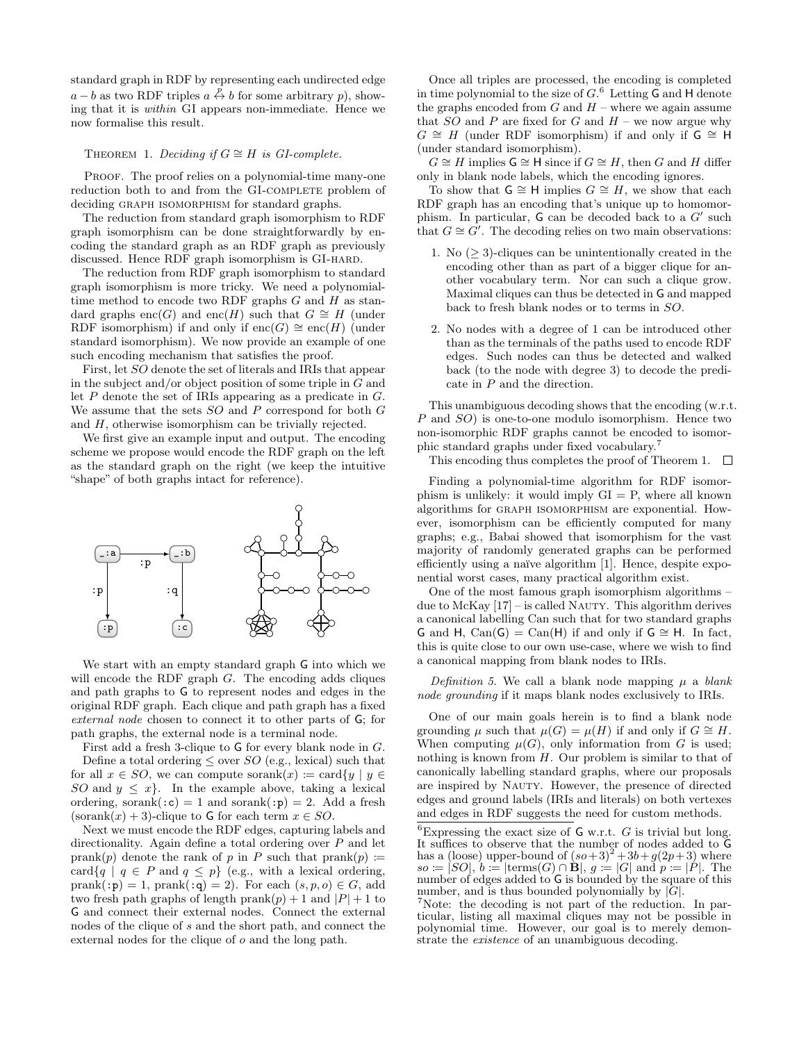standard graph in RDF by representing each undirected edge $a - b$ as two RDF triples $a \overset{p}{\leftrightarrow} b$ for some arbitrary $p$), showing that it is *within* GI appears non-immediate. Hence we now formalise this result.

THEOREM 1. *Deciding if $G \cong H$ is GI-complete.*

PROOF. The proof relies on a polynomial-time many-one reduction both to and from the GI-COMPLETE problem of deciding GRAPH ISOMORPHISM for standard graphs.

The reduction from standard graph isomorphism to RDF graph isomorphism can be done straightforwardly by encoding the standard graph as an RDF graph as previously discussed. Hence RDF graph isomorphism is GI-HARD.

The reduction from RDF graph isomorphism to standard graph isomorphism is more tricky. We need a polynomial-time method to encode two RDF graphs $G$ and $H$ as standard graphs $\text{enc}(G)$ and $\text{enc}(H)$ such that $G \cong H$ (under RDF isomorphism) if and only if $\text{enc}(G) \cong \text{enc}(H)$ (under standard isomorphism). We now provide an example of one such encoding mechanism that satisfies the proof.

First, let $SO$ denote the set of literals and IRIs that appear in the subject and/or object position of some triple in $G$ and let $P$ denote the set of IRIs appearing as a predicate in $G$. We assume that the sets $SO$ and $P$ correspond for both $G$ and $H$, otherwise isomorphism can be trivially rejected.

We first give an example input and output. The encoding scheme we propose would encode the RDF graph on the left as the standard graph on the right (we keep the intuitive "shape" of both graphs intact for reference).

We start with an empty standard graph $\mathsf{G}$ into which we will encode the RDF graph $G$. The encoding adds cliques and path graphs to $\mathsf{G}$ to represent nodes and edges in the original RDF graph. Each clique and path graph has a fixed *external node* chosen to connect it to other parts of $\mathsf{G}$; for path graphs, the external node is a terminal node.

First add a fresh 3-clique to $\mathsf{G}$ for every blank node in $G$.

Define a total ordering $\leq$ over $SO$ (e.g., lexical) such that for all $x \in SO$, we can compute $\text{sorank}(x) := \text{card}\{y \mid y \in SO \text{ and } y \leq x\}$. In the example above, taking a lexical ordering, $\text{sorank}(\texttt{:c}) = 1$ and $\text{sorank}(\texttt{:p}) = 2$. Add a fresh $(\text{sorank}(x) + 3)$-clique to $\mathsf{G}$ for each term $x \in SO$.

Next we must encode the RDF edges, capturing labels and directionality. Again define a total ordering over $P$ and let $\text{prank}(p)$ denote the rank of $p$ in $P$ such that $\text{prank}(p) := \text{card}\{q \mid q \in P \text{ and } q \leq p\}$ (e.g., with a lexical ordering, $\text{prank}(\texttt{:p}) = 1$, $\text{prank}(\texttt{:q}) = 2$). For each $(s, p, o) \in G$, add two fresh path graphs of length $\text{prank}(p) + 1$ and $|P| + 1$ to $\mathsf{G}$ and connect their external nodes. Connect the external nodes of the clique of $s$ and the short path, and connect the external nodes for the clique of $o$ and the long path.

Once all triples are processed, the encoding is completed in time polynomial to the size of $G$.[6] Letting $\mathsf{G}$ and $\mathsf{H}$ denote the graphs encoded from $G$ and $H$ – where we again assume that $SO$ and $P$ are fixed for $G$ and $H$ – we now argue why $G \cong H$ (under RDF isomorphism) if and only if $\mathsf{G} \cong \mathsf{H}$ (under standard isomorphism).

$G \cong H$ implies $\mathsf{G} \cong \mathsf{H}$ since if $G \cong H$, then $G$ and $H$ differ only in blank node labels, which the encoding ignores.

To show that $\mathsf{G} \cong \mathsf{H}$ implies $G \cong H$, we show that each RDF graph has an encoding that's unique up to homomorphism. In particular, $\mathsf{G}$ can be decoded back to a $G'$ such that $G \cong G'$. The decoding relies on two main observations:

1. No ($\geq 3$)-cliques can be unintentionally created in the encoding other than as part of a bigger clique for another vocabulary term. Nor can such a clique grow. Maximal cliques can thus be detected in $\mathsf{G}$ and mapped back to fresh blank nodes or to terms in $SO$.
2. No nodes with a degree of 1 can be introduced other than as the terminals of the paths used to encode RDF edges. Such nodes can thus be detected and walked back (to the node with degree 3) to decode the predicate in $P$ and the direction.

This unambiguous decoding shows that the encoding (w.r.t. $P$ and $SO$) is one-to-one modulo isomorphism. Hence two non-isomorphic RDF graphs cannot be encoded to isomorphic standard graphs under fixed vocabulary.[7]

This encoding thus completes the proof of Theorem 1. □

Finding a polynomial-time algorithm for RDF isomorphism is unlikely: it would imply GI = P, where all known algorithms for GRAPH ISOMORPHISM are exponential. However, isomorphism can be efficiently computed for many graphs; e.g., Babai showed that isomorphism for the vast majority of randomly generated graphs can be performed efficiently using a naïve algorithm [1]. Hence, despite exponential worst cases, many practical algorithm exist.

One of the most famous graph isomorphism algorithms – due to McKay [17] – is called NAUTY. This algorithm derives a canonical labelling Can such that for two standard graphs $\mathsf{G}$ and $\mathsf{H}$, $\text{Can}(\mathsf{G}) = \text{Can}(\mathsf{H})$ if and only if $\mathsf{G} \cong \mathsf{H}$. In fact, this is quite close to our own use-case, where we wish to find a canonical mapping from blank nodes to IRIs.

*Definition 5.* We call a blank node mapping $\mu$ a *blank node grounding* if it maps blank nodes exclusively to IRIs.

One of our main goals herein is to find a blank node grounding $\mu$ such that $\mu(G) = \mu(H)$ if and only if $G \cong H$. When computing $\mu(G)$, only information from $G$ is used; nothing is known from $H$. Our problem is similar to that of canonically labelling standard graphs, where our proposals are inspired by NAUTY. However, the presence of directed edges and ground labels (IRIs and literals) on both vertexes and edges in RDF suggests the need for custom methods.

[6] Expressing the exact size of $\mathsf{G}$ w.r.t. $G$ is trivial but long. It suffices to observe that the number of nodes added to $\mathsf{G}$ has a (loose) upper-bound of $(so+3)^2 + 3b + g(2p+3)$ where $so := |SO|$, $b := |\text{terms}(G) \cap \mathbf{B}|$, $g := |G|$ and $p := |P|$. The number of edges added to $\mathsf{G}$ is bounded by the square of this number, and is thus bounded polynomially by $|G|$.

[7] Note: the decoding is not part of the reduction. In particular, listing all maximal cliques may not be possible in polynomial time. However, our goal is to merely demonstrate the *existence* of an unambiguous decoding.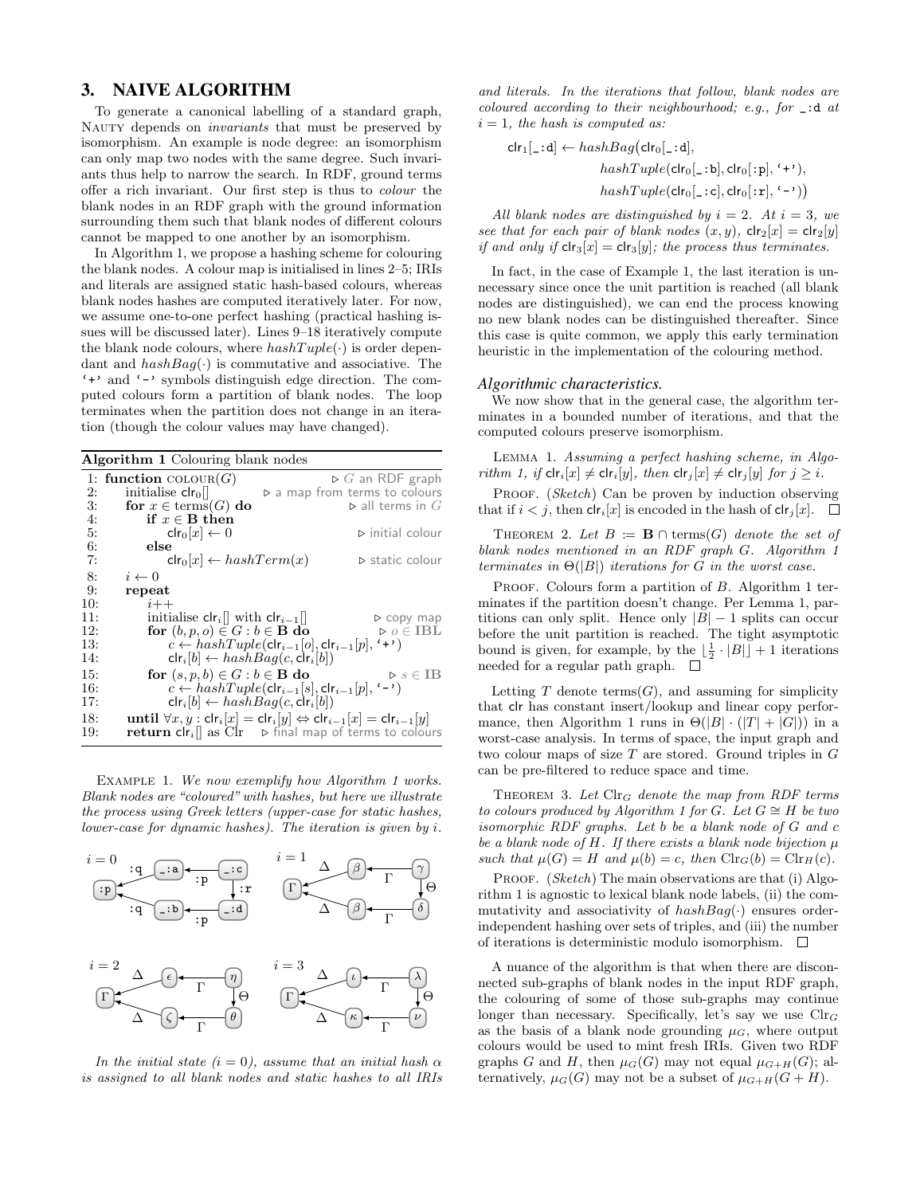## 3. NAIVE ALGORITHM

To generate a canonical labelling of a standard graph, NAUTY depends on *invariants* that must be preserved by isomorphism. An example is node degree: an isomorphism can only map two nodes with the same degree. Such invariants thus help to narrow the search. In RDF, ground terms offer a rich invariant. Our first step is thus to *colour* the blank nodes in an RDF graph with the ground information surrounding them such that blank nodes of different colours cannot be mapped to one another by an isomorphism.

In Algorithm 1, we propose a hashing scheme for colouring the blank nodes. A colour map is initialised in lines 2–5; IRIs and literals are assigned static hash-based colours, whereas blank nodes hashes are computed iteratively later. For now, we assume one-to-one perfect hashing (practical hashing issues will be discussed later). Lines 9–18 iteratively compute the blank node colours, where $hashTuple(\cdot)$ is order dependant and $hashBag(\cdot)$ is commutative and associative. The '+' and '-' symbols distinguish edge direction. The computed colours form a partition of blank nodes. The loop terminates when the partition does not change in an iteration (though the colour values may have changed).

**Algorithm 1** Colouring blank nodes

```
1:  function COLOUR(G)                              ▷ G an RDF graph
2:      initialise clr_0[]                ▷ a map from terms to colours
3:      for x ∈ terms(G) do                          ▷ all terms in G
4:          if x ∈ B then
5:              clr_0[x] ← 0                          ▷ initial colour
6:          else
7:              clr_0[x] ← hashTerm(x)                 ▷ static colour
8:      i ← 0
9:      repeat
10:         i++
11:         initialise clr_i[] with clr_{i-1}[]           ▷ copy map
12:         for (b, p, o) ∈ G : b ∈ B do                  ▷ o ∈ IBL
13:             c ← hashTuple(clr_{i-1}[o], clr_{i-1}[p], '+')
14:             clr_i[b] ← hashBag(c, clr_i[b])
15:         for (s, p, b) ∈ G : b ∈ B do                   ▷ s ∈ IB
16:             c ← hashTuple(clr_{i-1}[s], clr_{i-1}[p], '-')
17:             clr_i[b] ← hashBag(c, clr_i[b])
18:     until ∀x, y : clr_i[x] = clr_i[y] ⇔ clr_{i-1}[x] = clr_{i-1}[y]
19:     return clr_i[] as Clr      ▷ final map of terms to colours
```

EXAMPLE 1. *We now exemplify how Algorithm 1 works. Blank nodes are "coloured" with hashes, but here we illustrate the process using Greek letters (upper-case for static hashes, lower-case for dynamic hashes). The iteration is given by i.*

*In the initial state ($i = 0$), assume that an initial hash $\alpha$ is assigned to all blank nodes and static hashes to all IRIs and literals. In the iterations that follow, blank nodes are coloured according to their neighbourhood; e.g., for `_:d` at $i = 1$, the hash is computed as:*

$$\mathsf{clr}_1[\texttt{\_:d}] \leftarrow hashBag\big(\mathsf{clr}_0[\texttt{\_:d}],\; hashTuple(\mathsf{clr}_0[\texttt{\_:b}], \mathsf{clr}_0[\texttt{:p}], \text{'+'}),\; hashTuple(\mathsf{clr}_0[\texttt{\_:c}], \mathsf{clr}_0[\texttt{:r}], \text{'-'})\big)$$

*All blank nodes are distinguished by $i = 2$. At $i = 3$, we see that for each pair of blank nodes $(x, y)$, $\mathsf{clr}_2[x] = \mathsf{clr}_2[y]$ if and only if $\mathsf{clr}_3[x] = \mathsf{clr}_3[y]$; the process thus terminates.*

In fact, in the case of Example 1, the last iteration is unnecessary since once the unit partition is reached (all blank nodes are distinguished), we can end the process knowing no new blank nodes can be distinguished thereafter. Since this case is quite common, we apply this early termination heuristic in the implementation of the colouring method.

### Algorithmic characteristics.

We now show that in the general case, the algorithm terminates in a bounded number of iterations, and that the computed colours preserve isomorphism.

LEMMA 1. *Assuming a perfect hashing scheme, in Algorithm 1, if $\mathsf{clr}_i[x] \neq \mathsf{clr}_i[y]$, then $\mathsf{clr}_j[x] \neq \mathsf{clr}_j[y]$ for $j \geq i$.*

PROOF. (*Sketch*) Can be proven by induction observing that if $i < j$, then $\mathsf{clr}_i[x]$ is encoded in the hash of $\mathsf{clr}_j[x]$. □

THEOREM 2. *Let $B := \mathbf{B} \cap \text{terms}(G)$ denote the set of blank nodes mentioned in an RDF graph $G$. Algorithm 1 terminates in $\Theta(|B|)$ iterations for $G$ in the worst case.*

PROOF. Colours form a partition of $B$. Algorithm 1 terminates if the partition doesn't change. Per Lemma 1, partitions can only split. Hence only $|B| - 1$ splits can occur before the unit partition is reached. The tight asymptotic bound is given, for example, by the $\lfloor \frac{1}{2} \cdot |B| \rfloor + 1$ iterations needed for a regular path graph. □

Letting $T$ denote terms($G$), and assuming for simplicity that clr has constant insert/lookup and linear copy performance, then Algorithm 1 runs in $\Theta(|B| \cdot (|T| + |G|))$ in a worst-case analysis. In terms of space, the input graph and two colour maps of size $T$ are stored. Ground triples in $G$ can be pre-filtered to reduce space and time.

THEOREM 3. *Let $\mathrm{Clr}_G$ denote the map from RDF terms to colours produced by Algorithm 1 for $G$. Let $G \cong H$ be two isomorphic RDF graphs. Let $b$ be a blank node of $G$ and $c$ be a blank node of $H$. If there exists a blank node bijection $\mu$ such that $\mu(G) = H$ and $\mu(b) = c$, then $\mathrm{Clr}_G(b) = \mathrm{Clr}_H(c)$.*

PROOF. (*Sketch*) The main observations are that (i) Algorithm 1 is agnostic to lexical blank node labels, (ii) the commutativity and associativity of $hashBag(\cdot)$ ensures order-independent hashing over sets of triples, and (iii) the number of iterations is deterministic modulo isomorphism. □

A nuance of the algorithm is that when there are disconnected sub-graphs of blank nodes in the input RDF graph, the colouring of some of those sub-graphs may continue longer than necessary. Specifically, let's say we use $\mathrm{Clr}_G$ as the basis of a blank node grounding $\mu_G$, where output colours would be used to mint fresh IRIs. Given two RDF graphs $G$ and $H$, then $\mu_G(G)$ may not equal $\mu_{G+H}(G)$; alternatively, $\mu_G(G)$ may not be a subset of $\mu_{G+H}(G + H)$.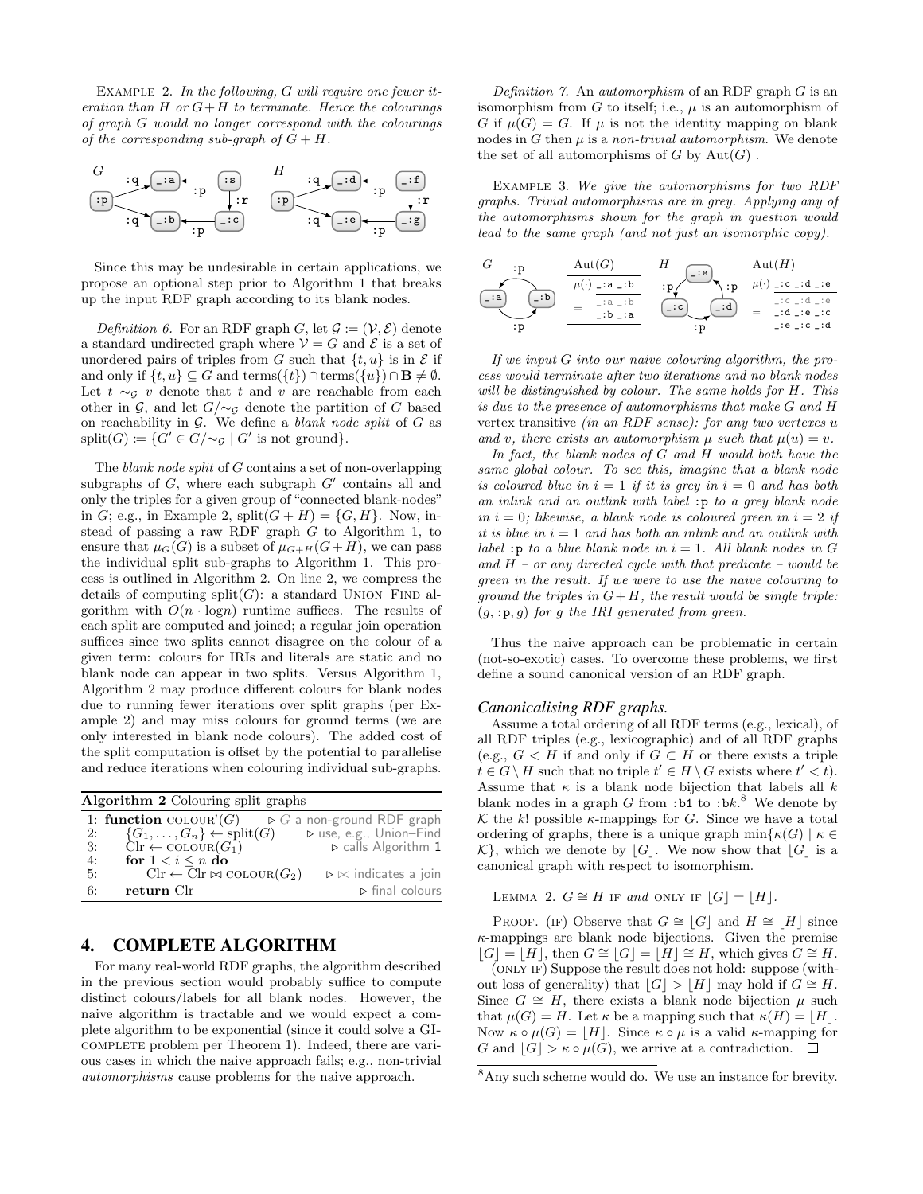Example 2. *In the following, $G$ will require one fewer iteration than $H$ or $G+H$ to terminate. Hence the colourings of graph $G$ would no longer correspond with the colourings of the corresponding sub-graph of $G+H$.*

Since this may be undesirable in certain applications, we propose an optional step prior to Algorithm 1 that breaks up the input RDF graph according to its blank nodes.

*Definition 6.* For an RDF graph $G$, let $\mathcal{G} := (\mathcal{V}, \mathcal{E})$ denote a standard undirected graph where $\mathcal{V} = G$ and $\mathcal{E}$ is a set of unordered pairs of triples from $G$ such that $\{t, u\}$ is in $\mathcal{E}$ if and only if $\{t, u\} \subseteq G$ and $\text{terms}(\{t\}) \cap \text{terms}(\{u\}) \cap \mathbf{B} \neq \emptyset$. Let $t \sim_{\mathcal{G}} v$ denote that $t$ and $v$ are reachable from each other in $\mathcal{G}$, and let $G/{\sim_{\mathcal{G}}}$ denote the partition of $G$ based on reachability in $\mathcal{G}$. We define a *blank node split* of $G$ as $\text{split}(G) := \{G' \in G/{\sim_{\mathcal{G}}} \mid G' \text{ is not ground}\}$.

The *blank node split* of $G$ contains a set of non-overlapping subgraphs of $G$, where each subgraph $G'$ contains all and only the triples for a given group of "connected blank-nodes" in $G$; e.g., in Example 2, $\text{split}(G+H) = \{G, H\}$. Now, instead of passing a raw RDF graph $G$ to Algorithm 1, to ensure that $\mu_G(G)$ is a subset of $\mu_{G+H}(G+H)$, we can pass the individual split sub-graphs to Algorithm 1. This process is outlined in Algorithm 2. On line 2, we compress the details of computing $\text{split}(G)$: a standard Union–Find algorithm with $O(n \cdot \log n)$ runtime suffices. The results of each split are computed and joined; a regular join operation suffices since two splits cannot disagree on the colour of a given term: colours for IRIs and literals are static and no blank node can appear in two splits. Versus Algorithm 1, Algorithm 2 may produce different colours for blank nodes due to running fewer iterations over split graphs (per Example 2) and may miss colours for ground terms (we are only interested in blank node colours). The added cost of the split computation is offset by the potential to parallelise and reduce iterations when colouring individual sub-graphs.

**Algorithm 2** Colouring split graphs

```
1: function COLOUR'(G)                  ▷ G a non-ground RDF graph
2:     {G_1, ..., G_n} ← split(G)       ▷ use, e.g., Union–Find
3:     Clr ← COLOUR(G_1)                ▷ calls Algorithm 1
4:     for 1 < i ≤ n do
5:         Clr ← Clr ⋈ COLOUR(G_2)      ▷ ⋈ indicates a join
6:     return Clr                       ▷ final colours
```

## 4. COMPLETE ALGORITHM

For many real-world RDF graphs, the algorithm described in the previous section would probably suffice to compute distinct colours/labels for all blank nodes. However, the naive algorithm is tractable and we would expect a complete algorithm to be exponential (since it could solve a GI-complete problem per Theorem 1). Indeed, there are various cases in which the naive approach fails; e.g., non-trivial *automorphisms* cause problems for the naive approach.

*Definition 7.* An *automorphism* of an RDF graph $G$ is an isomorphism from $G$ to itself; i.e., $\mu$ is an automorphism of $G$ if $\mu(G) = G$. If $\mu$ is not the identity mapping on blank nodes in $G$ then $\mu$ is a *non-trivial automorphism*. We denote the set of all automorphisms of $G$ by $\text{Aut}(G)$.

Example 3. *We give the automorphisms for two RDF graphs. Trivial automorphisms are in grey. Applying any of the automorphisms shown for the graph in question would lead to the same graph (and not just an isomorphic copy).*

| $\mu(\cdot)$ | _:a | _:b |
|---|---|---|
| = | _:a | _:b |
| | _:b | _:a |

| $\mu(\cdot)$ | _:c | _:d | _:e |
|---|---|---|---|
| = | _:c | _:d | _:e |
| | _:d | _:e | _:c |
| | _:e | _:c | _:d |

*If we input $G$ into our naive colouring algorithm, the process would terminate after two iterations and no blank nodes will be distinguished by colour. The same holds for $H$. This is due to the presence of automorphisms that make $G$ and $H$ vertex transitive (in an RDF sense): for any two vertexes $u$ and $v$, there exists an automorphism $\mu$ such that $\mu(u) = v$.*

*In fact, the blank nodes of $G$ and $H$ would both have the same global colour. To see this, imagine that a blank node is coloured blue in $i = 1$ if it is grey in $i = 0$ and has both an inlink and an outlink with label* :p *to a grey blank node in $i = 0$; likewise, a blank node is coloured green in $i = 2$ if it is blue in $i = 1$ and has both an inlink and an outlink with label* :p *to a blue blank node in $i = 1$. All blank nodes in $G$ and $H$ – or any directed cycle with that predicate – would be green in the result. If we were to use the naive colouring to ground the triples in $G+H$, the result would be single triple: $(g, $:p$, g)$ for $g$ the IRI generated from green.*

Thus the naive approach can be problematic in certain (not-so-exotic) cases. To overcome these problems, we first define a sound canonical version of an RDF graph.

### Canonicalising RDF graphs.

Assume a total ordering of all RDF terms (e.g., lexical), of all RDF triples (e.g., lexicographic) and of all RDF graphs (e.g., $G < H$ if and only if $G \subset H$ or there exists a triple $t \in G \setminus H$ such that no triple $t' \in H \setminus G$ exists where $t' < t$). Assume that $\kappa$ is a blank node bijection that labels all $k$ blank nodes in a graph $G$ from :b1 to :b$k$.[8] We denote by $\mathcal{K}$ the $k!$ possible $\kappa$-mappings for $G$. Since we have a total ordering of graphs, there is a unique graph $\min\{\kappa(G) \mid \kappa \in \mathcal{K}\}$, which we denote by $\lfloor G \rfloor$. We now show that $\lfloor G \rfloor$ is a canonical graph with respect to isomorphism.

Lemma 2. $G \cong H$ if *and* only if $\lfloor G \rfloor = \lfloor H \rfloor$.

Proof. (if) Observe that $G \cong \lfloor G \rfloor$ and $H \cong \lfloor H \rfloor$ since $\kappa$-mappings are blank node bijections. Given the premise $\lfloor G \rfloor = \lfloor H \rfloor$, then $G \cong \lfloor G \rfloor = \lfloor H \rfloor \cong H$, which gives $G \cong H$.

(only if) Suppose the result does not hold: suppose (without loss of generality) that $\lfloor G \rfloor > \lfloor H \rfloor$ may hold if $G \cong H$. Since $G \cong H$, there exists a blank node bijection $\mu$ such that $\mu(G) = H$. Let $\kappa$ be a mapping such that $\kappa(H) = \lfloor H \rfloor$. Now $\kappa \circ \mu(G) = \lfloor H \rfloor$. Since $\kappa \circ \mu$ is a valid $\kappa$-mapping for $G$ and $\lfloor G \rfloor > \kappa \circ \mu(G)$, we arrive at a contradiction. □

[8] Any such scheme would do. We use an instance for brevity.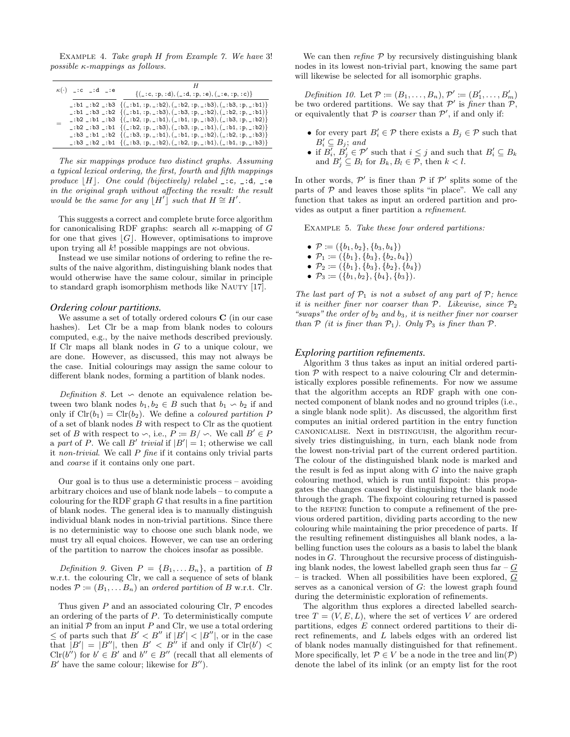Example 4. *Take graph $H$ from Example 7. We have 3! possible $\kappa$-mappings as follows.*

| $\kappa(\cdot)$ | `_:c` | `_:d` | `_:e` | $H$ <br> `{(_:c, :p, :d), (_:d, :p, :e), (_:e, :p, :c)}` |
|---|---|---|---|---|
| = | `_:b1` | `_:b2` | `_:b3` | `{(_:b1, :p, _:b2), (_:b2, :p, _:b3), (_:b3, :p, _:b1)}` |
| | `_:b1` | `_:b3` | `_:b2` | `{(_:b1, :p, _:b3), (_:b3, :p, _:b2), (_:b2, :p, _:b1)}` |
| | `_:b2` | `_:b1` | `_:b3` | `{(_:b2, :p, _:b1), (_:b1, :p, _:b3), (_:b3, :p, _:b2)}` |
| | `_:b2` | `_:b3` | `_:b1` | `{(_:b2, :p, _:b3), (_:b3, :p, _:b1), (_:b1, :p, _:b2)}` |
| | `_:b3` | `_:b1` | `_:b2` | `{(_:b3, :p, _:b1), (_:b1, :p, _:b2), (_:b2, :p, _:b3)}` |
| | `_:b3` | `_:b2` | `_:b1` | `{(_:b3, :p, _:b2), (_:b2, :p, _:b1), (_:b1, :p, _:b3)}` |

*The six mappings produce two distinct graphs. Assuming a typical lexical ordering, the first, fourth and fifth mappings produce $\lfloor H \rfloor$. One could (bijectively) relabel `_:c`, `_:d`, `_:e` in the original graph without affecting the result: the result would be the same for any $\lfloor H' \rfloor$ such that $H \cong H'$.*

This suggests a correct and complete brute force algorithm for canonicalising RDF graphs: search all $\kappa$-mapping of $G$ for one that gives $\lfloor G \rfloor$. However, optimisations to improve upon trying all $k!$ possible mappings are not obvious.

Instead we use similar notions of ordering to refine the results of the naive algorithm, distinguishing blank nodes that would otherwise have the same colour, similar in principle to standard graph isomorphism methods like Nauty [17].

### *Ordering colour partitions.*

We assume a set of totally ordered colours $\mathbf{C}$ (in our case hashes). Let Clr be a map from blank nodes to colours computed, e.g., by the naive methods described previously. If Clr maps all blank nodes in $G$ to a unique colour, we are done. However, as discussed, this may not always be the case. Initial colourings may assign the same colour to different blank nodes, forming a partition of blank nodes.

*Definition 8.* Let $\backsim$ denote an equivalence relation between two blank nodes $b_1, b_2 \in B$ such that $b_1 \backsim b_2$ if and only if $\text{Clr}(b_1) = \text{Clr}(b_2)$. We define a *coloured partition* $P$ of a set of blank nodes $B$ with respect to Clr as the quotient set of $B$ with respect to $\backsim$, i.e., $P := B/\backsim$. We call $B' \in P$ a *part* of $P$. We call $B'$ *trivial* if $|B'| = 1$; otherwise we call it *non-trivial*. We call $P$ *fine* if it contains only trivial parts and *coarse* if it contains only one part.

Our goal is to thus use a deterministic process – avoiding arbitrary choices and use of blank node labels – to compute a colouring for the RDF graph $G$ that results in a fine partition of blank nodes. The general idea is to manually distinguish individual blank nodes in non-trivial partitions. Since there is no deterministic way to choose one such blank node, we must try all equal choices. However, we can use an ordering of the partition to narrow the choices insofar as possible.

*Definition 9.* Given $P = \{B_1, \ldots B_n\}$, a partition of $B$ w.r.t. the colouring Clr, we call a sequence of sets of blank nodes $\mathcal{P} := (B_1, \ldots B_n)$ an *ordered partition* of $B$ w.r.t. Clr.

Thus given $P$ and an associated colouring Clr, $\mathcal{P}$ encodes an ordering of the parts of $P$. To deterministically compute an initial $\mathcal{P}$ from an input $P$ and Clr, we use a total ordering $\leq$ of parts such that $B' < B''$ if $|B'| < |B''|$, or in the case that $|B'| = |B''|$, then $B' < B''$ if and only if $\text{Clr}(b') < \text{Clr}(b'')$ for $b' \in B'$ and $b'' \in B''$ (recall that all elements of $B'$ have the same colour; likewise for $B''$).

We can then *refine* $\mathcal{P}$ by recursively distinguishing blank nodes in its lowest non-trivial part, knowing the same part will likewise be selected for all isomorphic graphs.

*Definition 10.* Let $\mathcal{P} := (B_1, \ldots, B_n), \mathcal{P}' := (B'_1, \ldots, B'_m)$ be two ordered partitions. We say that $\mathcal{P}'$ is *finer* than $\mathcal{P}$, or equivalently that $\mathcal{P}$ is *coarser* than $\mathcal{P}'$, if and only if:

- for every part $B'_i \in \mathcal{P}$ there exists a $B_j \in \mathcal{P}$ such that $B'_i \subseteq B_j$; and
- if $B'_i, B'_j \in \mathcal{P}'$ such that $i \leq j$ and such that $B'_i \subseteq B_k$ and $B'_j \subseteq B_l$ for $B_k, B_l \in \mathcal{P}$, then $k < l$.

In other words, $\mathcal{P}'$ is finer than $\mathcal{P}$ if $\mathcal{P}'$ splits some of the parts of $\mathcal{P}$ and leaves those splits "in place". We call any function that takes as input an ordered partition and provides as output a finer partition a *refinement*.

Example 5. *Take these four ordered partitions:*

- $\mathcal{P} := (\{b_1, b_2\}, \{b_3, b_4\})$
- $\mathcal{P}_1 := (\{b_1\}, \{b_3\}, \{b_2, b_4\})$
- $\mathcal{P}_2 := (\{b_1\}, \{b_3\}, \{b_2\}, \{b_4\})$
- $\mathcal{P}_3 := (\{b_1, b_2\}, \{b_4\}, \{b_3\})$.

*The last part of $\mathcal{P}_1$ is not a subset of any part of $\mathcal{P}$; hence it is neither finer nor coarser than $\mathcal{P}$. Likewise, since $\mathcal{P}_2$ "swaps" the order of $b_2$ and $b_3$, it is neither finer nor coarser than $\mathcal{P}$ (it is finer than $\mathcal{P}_1$). Only $\mathcal{P}_3$ is finer than $\mathcal{P}$.*

### *Exploring partition refinements.*

Algorithm 3 thus takes as input an initial ordered partition $\mathcal{P}$ with respect to a naive colouring Clr and deterministically explores possible refinements. For now we assume that the algorithm accepts an RDF graph with one connected component of blank nodes and no ground triples (i.e., a single blank node split). As discussed, the algorithm first computes an initial ordered partition in the entry function canonicalise. Next in distinguish, the algorithm recursively tries distinguishing, in turn, each blank node from the lowest non-trivial part of the current ordered partition. The colour of the distinguished blank node is marked and the result is fed as input along with $G$ into the naive graph colouring method, which is run until fixpoint: this propagates the changes caused by distinguishing the blank node through the graph. The fixpoint colouring returned is passed to the refine function to compute a refinement of the previous ordered partition, dividing parts according to the new colouring while maintaining the prior precedence of parts. If the resulting refinement distinguishes all blank nodes, a labelling function uses the colours as a basis to label the blank nodes in $G$. Throughout the recursive process of distinguishing blank nodes, the lowest labelled graph seen thus far – $\underline{G}$ – is tracked. When all possibilities have been explored, $\underline{G}$ serves as a canonical version of $G$: the lowest graph found during the deterministic exploration of refinements.

The algorithm thus explores a directed labelled search-tree $T = (V, E, L)$, where the set of vertices $V$ are ordered partitions, edges $E$ connect ordered partitions to their direct refinements, and $L$ labels edges with an ordered list of blank nodes manually distinguished for that refinement. More specifically, let $\mathcal{P} \in V$ be a node in the tree and $\text{lin}(\mathcal{P})$ denote the label of its inlink (or an empty list for the root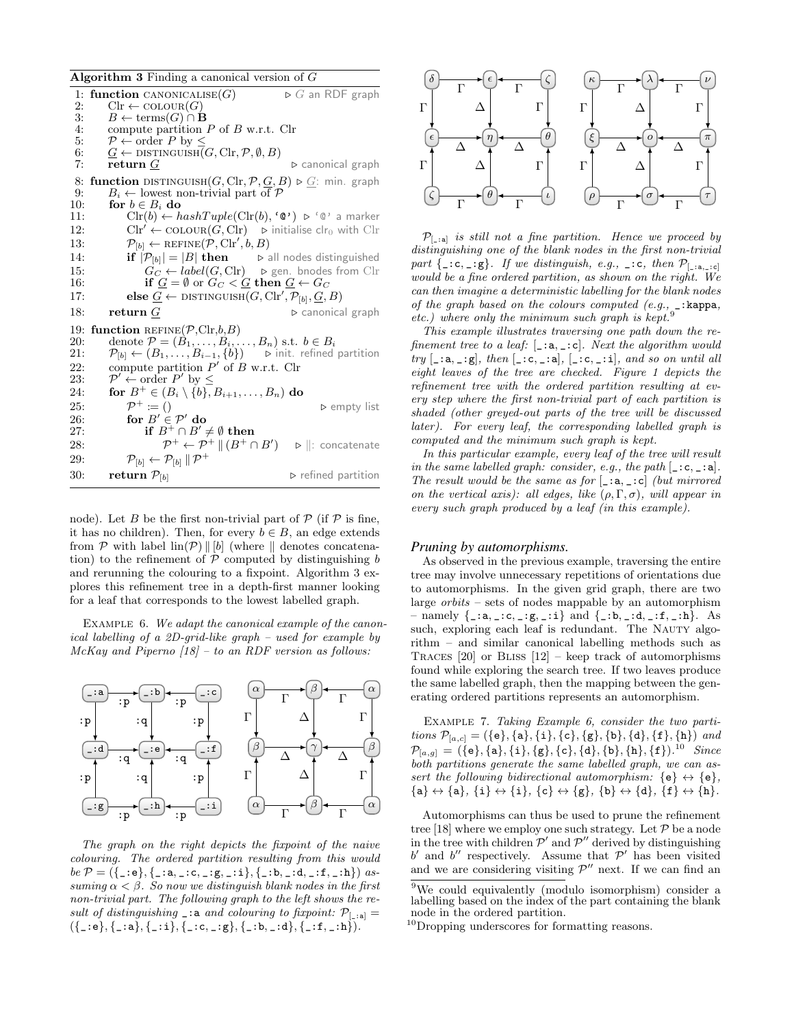**Algorithm 3** Finding a canonical version of $G$

```
1: function CANONICALISE(G)                          ▷ G an RDF graph
2:     Clr ← COLOUR(G)
3:     B ← terms(G) ∩ B
4:     compute partition P of B w.r.t. Clr
5:     𝒫 ← order P by ≤
6:     G ← DISTINGUISH(G, Clr, 𝒫, ∅, B)
7:     return G                                      ▷ canonical graph
8: function DISTINGUISH(G, Clr, 𝒫, G, B) ▷ G: min. graph
9:     B_i ← lowest non-trivial part of 𝒫
10:    for b ∈ B_i do
11:        Clr(b) ← hashTuple(Clr(b), '@')  ▷ '@' a marker
12:        Clr′ ← COLOUR(G, Clr)    ▷ initialise clr_0 with Clr
13:        𝒫_[b] ← REFINE(𝒫, Clr′, b, B)
14:        if |𝒫_[b]| = |B| then        ▷ all nodes distinguished
15:            G_C ← label(G, Clr)    ▷ gen. bnodes from Clr
16:            if G = ∅ or G_C < G then G ← G_C
17:        else G ← DISTINGUISH(G, Clr′, 𝒫_[b], G, B)
18:    return G                                      ▷ canonical graph
19: function REFINE(𝒫,Clr,b,B)
20:    denote 𝒫 = (B_1, ..., B_i, ..., B_n) s.t. b ∈ B_i
21:    𝒫_[b] ← (B_1, ..., B_{i−1}, {b})     ▷ init. refined partition
22:    compute partition P′ of B w.r.t. Clr
23:    𝒫′ ← order P′ by ≤
24:    for B⁺ ∈ (B_i \ {b}, B_{i+1}, ..., B_n) do
25:        𝒫⁺ := ()                                  ▷ empty list
26:        for B′ ∈ 𝒫′ do
27:            if B⁺ ∩ B′ ≠ ∅ then
28:                𝒫⁺ ← 𝒫⁺ ∥ (B⁺ ∩ B′)        ▷ ∥: concatenate
29:        𝒫_[b] ← 𝒫_[b] ∥ 𝒫⁺
30:    return 𝒫_[b]                              ▷ refined partition
```

node). Let $B$ be the first non-trivial part of $\mathcal{P}$ (if $\mathcal{P}$ is fine, it has no children). Then, for every $b \in B$, an edge extends from $\mathcal{P}$ with label $\text{lin}(\mathcal{P}) \parallel [b]$ (where $\parallel$ denotes concatenation) to the refinement of $\mathcal{P}$ computed by distinguishing $b$ and rerunning the colouring to a fixpoint. Algorithm 3 explores this refinement tree in a depth-first manner looking for a leaf that corresponds to the lowest labelled graph.

Example 6. *We adapt the canonical example of the canonical labelling of a 2D-grid-like graph – used for example by McKay and Piperno [18] – to an RDF version as follows:*

*The graph on the right depicts the fixpoint of the naive colouring. The ordered partition resulting from this would be* $\mathcal{P} = (\{$_:e$\}, \{$_:a, _:c, _:g, _:i$\}, \{$_:b, _:d, _:f, _:h$\})$ *assuming* $\alpha < \beta$*. So now we distinguish blank nodes in the first non-trivial part. The following graph to the left shows the result of distinguishing* _:a *and colouring to fixpoint:* $\mathcal{P}_{[\_:a]} = (\{$_:e$\}, \{$_:a$\}, \{$_:i$\}, \{$_:c, _:g$\}, \{$_:b, _:d$\}, \{$_:f, _:h$\})$.

$\mathcal{P}_{[\_:a]}$ *is still not a fine partition. Hence we proceed by distinguishing one of the blank nodes in the first non-trivial part* $\{$_:c, _:g$\}$*. If we distinguish, e.g.,* _:c*, then* $\mathcal{P}_{[\_:a,\_:c]}$ *would be a fine ordered partition, as shown on the right. We can then imagine a deterministic labelling for the blank nodes of the graph based on the colours computed (e.g.,* _:kappa*, etc.) where only the minimum such graph is kept.*[9]

*This example illustrates traversing one path down the refinement tree to a leaf:* [_:a, _:c]*. Next the algorithm would try* [_:a, _:g]*, then* [_:c, _:a]*,* [_:c, _:i]*, and so on until all eight leaves of the tree are checked. Figure 1 depicts the refinement tree with the ordered partition resulting at every step where the first non-trivial part of each partition is shaded (other greyed-out parts of the tree will be discussed later). For every leaf, the corresponding labelled graph is computed and the minimum such graph is kept.*

*In this particular example, every leaf of the tree will result in the same labelled graph: consider, e.g., the path* [_:c, _:a]*. The result would be the same as for* [_:a, _:c] *(but mirrored on the vertical axis): all edges, like* $(\rho, \Gamma, \sigma)$*, will appear in every such graph produced by a leaf (in this example).*

### Pruning by automorphisms.

As observed in the previous example, traversing the entire tree may involve unnecessary repetitions of orientations due to automorphisms. In the given grid graph, there are two large *orbits* – sets of nodes mappable by an automorphism – namely {_:a, _:c, _:g, _:i} and {_:b, _:d, _:f, _:h}. As such, exploring each leaf is redundant. The Nauty algorithm – and similar canonical labelling methods such as Traces [20] or Bliss [12] – keep track of automorphisms found while exploring the search tree. If two leaves produce the same labelled graph, then the mapping between the generating ordered partitions represents an automorphism.

Example 7. *Taking Example 6, consider the two partitions* $\mathcal{P}_{[a,c]} = (\{e\}, \{a\}, \{i\}, \{c\}, \{g\}, \{b\}, \{d\}, \{f\}, \{h\})$ *and* $\mathcal{P}_{[a,g]} = (\{e\}, \{a\}, \{i\}, \{g\}, \{c\}, \{d\}, \{b\}, \{h\}, \{f\})$.[10] *Since both partitions generate the same labelled graph, we can assert the following bidirectional automorphism:* $\{e\} \leftrightarrow \{e\}$, $\{a\} \leftrightarrow \{a\}$, $\{i\} \leftrightarrow \{i\}$, $\{c\} \leftrightarrow \{g\}$, $\{b\} \leftrightarrow \{d\}$, $\{f\} \leftrightarrow \{h\}$.

Automorphisms can thus be used to prune the refinement tree [18] where we employ one such strategy. Let $\mathcal{P}$ be a node in the tree with children $\mathcal{P}'$ and $\mathcal{P}''$ derived by distinguishing $b'$ and $b''$ respectively. Assume that $\mathcal{P}'$ has been visited and we are considering visiting $\mathcal{P}''$ next. If we can find an

[9] We could equivalently (modulo isomorphism) consider a labelling based on the index of the part containing the blank node in the ordered partition.

[10] Dropping underscores for formatting reasons.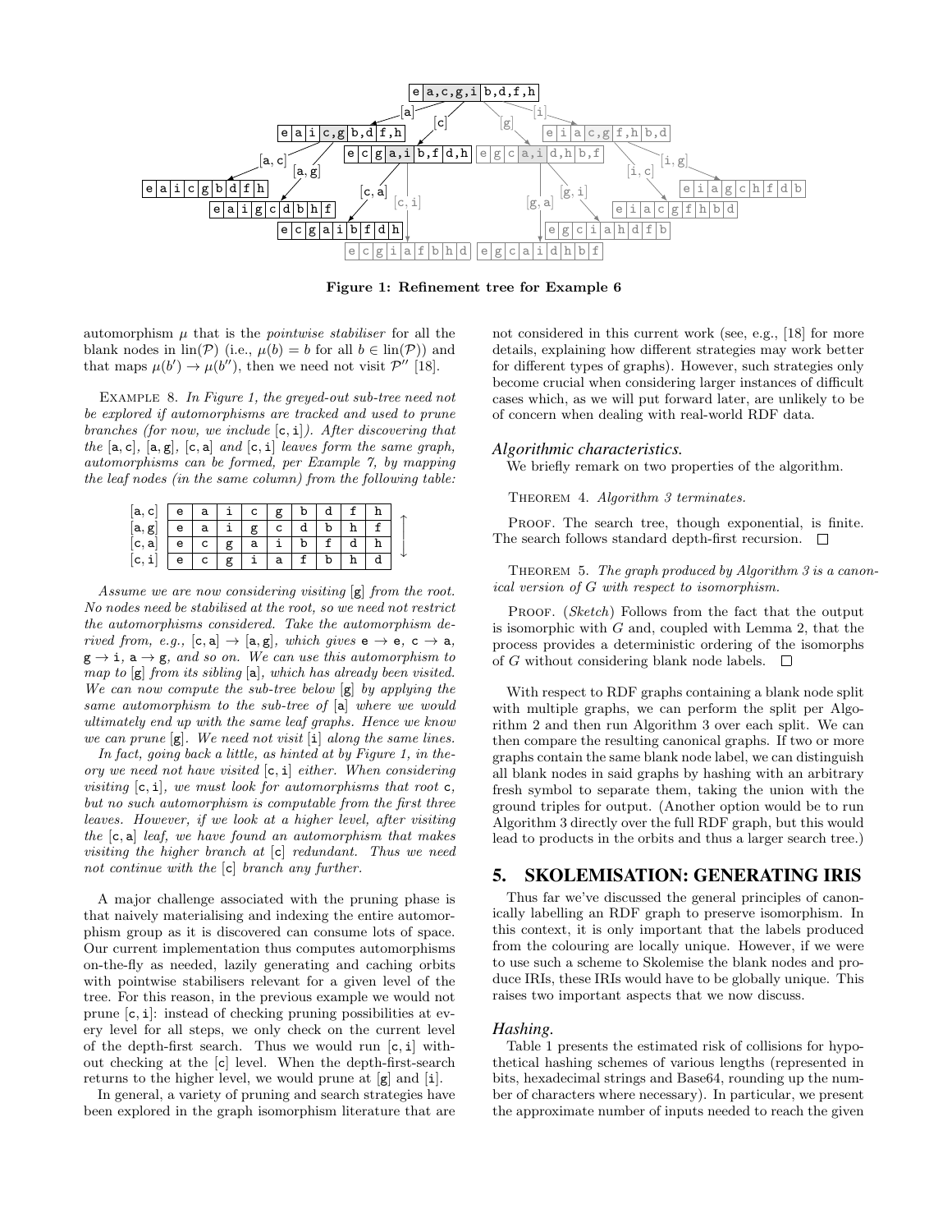**Figure 1: Refinement tree for Example 6**

automorphism $\mu$ that is the *pointwise stabiliser* for all the blank nodes in $\text{lin}(\mathcal{P})$ (i.e., $\mu(b) = b$ for all $b \in \text{lin}(\mathcal{P})$) and that maps $\mu(b') \to \mu(b'')$, then we need not visit $\mathcal{P}''$ [18].

Example 8. *In Figure 1, the greyed-out sub-tree need not be explored if automorphisms are tracked and used to prune branches (for now, we include* [c, i]*). After discovering that the* [a, c], [a, g], [c, a] *and* [c, i] *leaves form the same graph, automorphisms can be formed, per Example 7, by mapping the leaf nodes (in the same column) from the following table:*

| | | | | | | | | | |
|---|---|---|---|---|---|---|---|---|---|
| [a, c] | e | a | i | c | g | b | d | f | h |
| [a, g] | e | a | i | g | c | d | b | h | f |
| [c, a] | e | c | g | a | i | b | f | d | h |
| [c, i] | e | c | g | i | a | f | b | h | d |

*Assume we are now considering visiting* [g] *from the root. No nodes need be stabilised at the root, so we need not restrict the automorphisms considered. Take the automorphism derived from, e.g.,* [c, a] $\to$ [a, g]*, which gives* e $\to$ e*,* c $\to$ a*,* g $\to$ i*,* a $\to$ g*, and so on. We can use this automorphism to map to* [g] *from its sibling* [a]*, which has already been visited. We can now compute the sub-tree below* [g] *by applying the same automorphism to the sub-tree of* [a] *where we would ultimately end up with the same leaf graphs. Hence we know we can prune* [g]*. We need not visit* [i] *along the same lines.*

*In fact, going back a little, as hinted at by Figure 1, in theory we need not have visited* [c, i] *either. When considering visiting* [c, i]*, we must look for automorphisms that root* c*, but no such automorphism is computable from the first three leaves. However, if we look at a higher level, after visiting the* [c, a] *leaf, we have found an automorphism that makes visiting the higher branch at* [c] *redundant. Thus we need not continue with the* [c] *branch any further.*

A major challenge associated with the pruning phase is that naively materialising and indexing the entire automorphism group as it is discovered can consume lots of space. Our current implementation thus computes automorphisms on-the-fly as needed, lazily generating and caching orbits with pointwise stabilisers relevant for a given level of the tree. For this reason, in the previous example we would not prune [c, i]: instead of checking pruning possibilities at every level for all steps, we only check on the current level of the depth-first search. Thus we would run [c, i] without checking at the [c] level. When the depth-first-search returns to the higher level, we would prune at [g] and [i].

In general, a variety of pruning and search strategies have been explored in the graph isomorphism literature that are not considered in this current work (see, e.g., [18] for more details, explaining how different strategies may work better for different types of graphs). However, such strategies only become crucial when considering larger instances of difficult cases which, as we will put forward later, are unlikely to be of concern when dealing with real-world RDF data.

### *Algorithmic characteristics.*

We briefly remark on two properties of the algorithm.

Theorem 4. *Algorithm 3 terminates.*

Proof. The search tree, though exponential, is finite. The search follows standard depth-first recursion. □

Theorem 5. *The graph produced by Algorithm 3 is a canonical version of G with respect to isomorphism.*

Proof. (*Sketch*) Follows from the fact that the output is isomorphic with $G$ and, coupled with Lemma 2, that the process provides a deterministic ordering of the isomorphs of $G$ without considering blank node labels. □

With respect to RDF graphs containing a blank node split with multiple graphs, we can perform the split per Algorithm 2 and then run Algorithm 3 over each split. We can then compare the resulting canonical graphs. If two or more graphs contain the same blank node label, we can distinguish all blank nodes in said graphs by hashing with an arbitrary fresh symbol to separate them, taking the union with the ground triples for output. (Another option would be to run Algorithm 3 directly over the full RDF graph, but this would lead to products in the orbits and thus a larger search tree.)

## 5. SKOLEMISATION: GENERATING IRIS

Thus far we've discussed the general principles of canonically labelling an RDF graph to preserve isomorphism. In this context, it is only important that the labels produced from the colouring are locally unique. However, if we were to use such a scheme to Skolemise the blank nodes and produce IRIs, these IRIs would have to be globally unique. This raises two important aspects that we now discuss.

### *Hashing.*

Table 1 presents the estimated risk of collisions for hypothetical hashing schemes of various lengths (represented in bits, hexadecimal strings and Base64, rounding up the number of characters where necessary). In particular, we present the approximate number of inputs needed to reach the given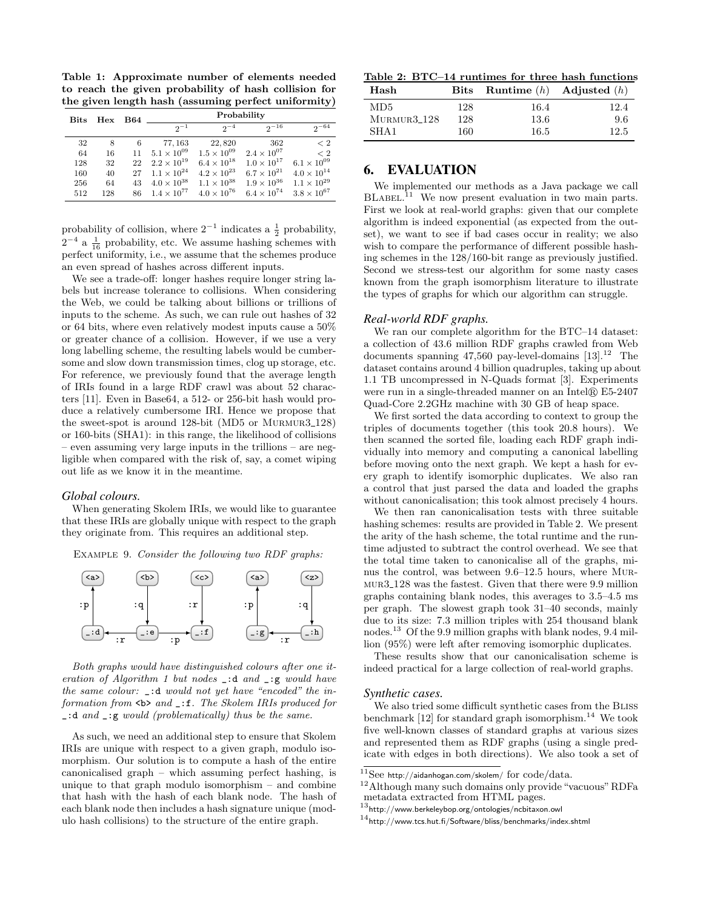**Table 1: Approximate number of elements needed to reach the given probability of hash collision for the given length hash (assuming perfect uniformity)**

| Bits | Hex | B64 | Probability | | | |
|---|---|---|---|---|---|---|
| | | | $2^{-1}$ | $2^{-4}$ | $2^{-16}$ | $2^{-64}$ |
| 32 | 8 | 6 | 77,163 | 22,820 | 362 | $< 2$ |
| 64 | 16 | 11 | $5.1 \times 10^{09}$ | $1.5 \times 10^{09}$ | $2.4 \times 10^{07}$ | $< 2$ |
| 128 | 32 | 22 | $2.2 \times 10^{19}$ | $6.4 \times 10^{18}$ | $1.0 \times 10^{17}$ | $6.1 \times 10^{09}$ |
| 160 | 40 | 27 | $1.1 \times 10^{24}$ | $4.2 \times 10^{23}$ | $6.7 \times 10^{21}$ | $4.0 \times 10^{14}$ |
| 256 | 64 | 43 | $4.0 \times 10^{38}$ | $1.1 \times 10^{38}$ | $1.9 \times 10^{36}$ | $1.1 \times 10^{29}$ |
| 512 | 128 | 86 | $1.4 \times 10^{77}$ | $4.0 \times 10^{76}$ | $6.4 \times 10^{74}$ | $3.8 \times 10^{67}$ |

probability of collision, where $2^{-1}$ indicates a $\frac{1}{2}$ probability, $2^{-4}$ a $\frac{1}{16}$ probability, etc. We assume hashing schemes with perfect uniformity, i.e., we assume that the schemes produce an even spread of hashes across different inputs.

We see a trade-off: longer hashes require longer string labels but increase tolerance to collisions. When considering the Web, we could be talking about billions or trillions of inputs to the scheme. As such, we can rule out hashes of 32 or 64 bits, where even relatively modest inputs cause a 50% or greater chance of a collision. However, if we use a very long labelling scheme, the resulting labels would be cumbersome and slow down transmission times, clog up storage, etc. For reference, we previously found that the average length of IRIs found in a large RDF crawl was about 52 characters [11]. Even in Base64, a 512- or 256-bit hash would produce a relatively cumbersome IRI. Hence we propose that the sweet-spot is around 128-bit (MD5 or MURMUR3_128) or 160-bits (SHA1): in this range, the likelihood of collisions – even assuming very large inputs in the trillions – are negligible when compared with the risk of, say, a comet wiping out life as we know it in the meantime.

### *Global colours.*

When generating Skolem IRIs, we would like to guarantee that these IRIs are globally unique with respect to the graph they originate from. This requires an additional step.

EXAMPLE 9. *Consider the following two RDF graphs:*

```
<a>        <b>        <c>          <a>        <z>
 ^          |          |            ^          |
:p         :q         :r           :p         :q
 |          v          v            |          v
_:d <-:r-- _:e --:p--> _:f         _:g <-:r-- _:h
```

*Both graphs would have distinguished colours after one iteration of Algorithm 1 but nodes* `_:d` *and* `_:g` *would have the same colour:* `_:d` *would not yet have "encoded" the information from* `<b>` *and* `_:f`*. The Skolem IRIs produced for* `_:d` *and* `_:g` *would (problematically) thus be the same.*

As such, we need an additional step to ensure that Skolem IRIs are unique with respect to a given graph, modulo isomorphism. Our solution is to compute a hash of the entire canonicalised graph – which assuming perfect hashing, is unique to that graph modulo isomorphism – and combine that hash with the hash of each blank node. The hash of each blank node then includes a hash signature unique (modulo hash collisions) to the structure of the entire graph.

**Table 2: BTC–14 runtimes for three hash functions**

| Hash | Bits | Runtime ($h$) | Adjusted ($h$) |
|---|---|---|---|
| MD5 | 128 | 16.4 | 12.4 |
| MURMUR3_128 | 128 | 13.6 | 9.6 |
| SHA1 | 160 | 16.5 | 12.5 |

## 6. EVALUATION

We implemented our methods as a Java package we call BLABEL.[11] We now present evaluation in two main parts. First we look at real-world graphs: given that our complete algorithm is indeed exponential (as expected from the outset), we want to see if bad cases occur in reality; we also wish to compare the performance of different possible hashing schemes in the 128/160-bit range as previously justified. Second we stress-test our algorithm for some nasty cases known from the graph isomorphism literature to illustrate the types of graphs for which our algorithm can struggle.

### *Real-world RDF graphs.*

We ran our complete algorithm for the BTC–14 dataset: a collection of 43.6 million RDF graphs crawled from Web documents spanning 47,560 pay-level-domains [13].[12] The dataset contains around 4 billion quadruples, taking up about 1.1 TB uncompressed in N-Quads format [3]. Experiments were run in a single-threaded manner on an Intel® E5-2407 Quad-Core 2.2GHz machine with 30 GB of heap space.

We first sorted the data according to context to group the triples of documents together (this took 20.8 hours). We then scanned the sorted file, loading each RDF graph individually into memory and computing a canonical labelling before moving onto the next graph. We kept a hash for every graph to identify isomorphic duplicates. We also ran a control that just parsed the data and loaded the graphs without canonicalisation; this took almost precisely 4 hours.

We then ran canonicalisation tests with three suitable hashing schemes: results are provided in Table 2. We present the arity of the hash scheme, the total runtime and the runtime adjusted to subtract the control overhead. We see that the total time taken to canonicalise all of the graphs, minus the control, was between 9.6–12.5 hours, where MURMUR3_128 was the fastest. Given that there were 9.9 million graphs containing blank nodes, this averages to 3.5–4.5 ms per graph. The slowest graph took 31–40 seconds, mainly due to its size: 7.3 million triples with 254 thousand blank nodes.[13] Of the 9.9 million graphs with blank nodes, 9.4 million (95%) were left after removing isomorphic duplicates.

These results show that our canonicalisation scheme is indeed practical for a large collection of real-world graphs.

### *Synthetic cases.*

We also tried some difficult synthetic cases from the BLISS benchmark [12] for standard graph isomorphism.[14] We took five well-known classes of standard graphs at various sizes and represented them as RDF graphs (using a single predicate with edges in both directions). We also took a set of

---

[11] See http://aidanhogan.com/skolem/ for code/data.

[12] Although many such domains only provide "vacuous" RDFa metadata extracted from HTML pages.

[13] http://www.berkeleybop.org/ontologies/ncbitaxon.owl

[14] http://www.tcs.hut.fi/Software/bliss/benchmarks/index.shtml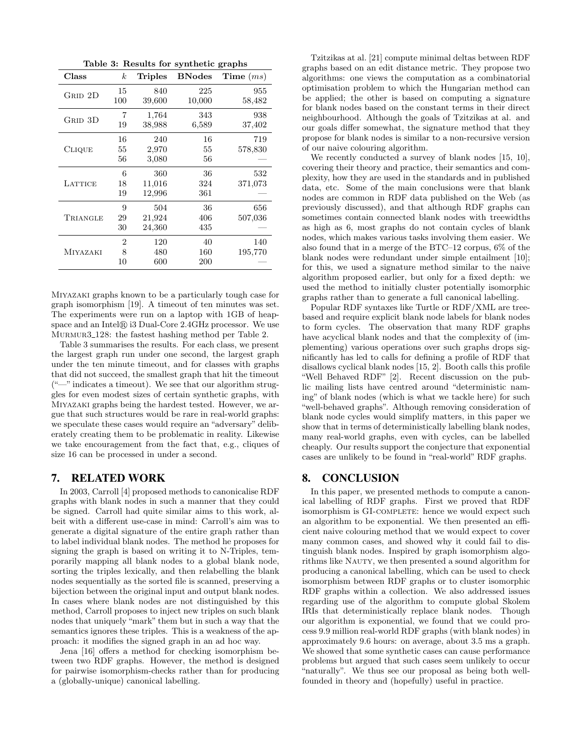**Table 3: Results for synthetic graphs**

| Class | $k$ | Triples | BNodes | Time ($ms$) |
|---|---|---|---|---|
| GRID 2D | 15 | 840 | 225 | 955 |
| | 100 | 39,600 | 10,000 | 58,482 |
| GRID 3D | 7 | 1,764 | 343 | 938 |
| | 19 | 38,988 | 6,589 | 37,402 |
| CLIQUE | 16 | 240 | 16 | 719 |
| | 55 | 2,970 | 55 | 578,830 |
| | 56 | 3,080 | 56 | — |
| LATTICE | 6 | 360 | 36 | 532 |
| | 18 | 11,016 | 324 | 371,073 |
| | 19 | 12,996 | 361 | — |
| TRIANGLE | 9 | 504 | 36 | 656 |
| | 29 | 21,924 | 406 | 507,036 |
| | 30 | 24,360 | 435 | — |
| MIYAZAKI | 2 | 120 | 40 | 140 |
| | 8 | 480 | 160 | 195,770 |
| | 10 | 600 | 200 | — |

MIYAZAKI graphs known to be a particularly tough case for graph isomorphism [19]. A timeout of ten minutes was set. The experiments were run on a laptop with 1GB of heap-space and an Intel® i3 Dual-Core 2.4GHz processor. We use MURMUR3_128: the fastest hashing method per Table 2.

Table 3 summarises the results. For each class, we present the largest graph run under one second, the largest graph under the ten minute timeout, and for classes with graphs that did not succeed, the smallest graph that hit the timeout ("—" indicates a timeout). We see that our algorithm struggles for even modest sizes of certain synthetic graphs, with MIYAZAKI graphs being the hardest tested. However, we argue that such structures would be rare in real-world graphs: we speculate these cases would require an "adversary" deliberately creating them to be problematic in reality. Likewise we take encouragement from the fact that, e.g., cliques of size 16 can be processed in under a second.

## 7. RELATED WORK

In 2003, Carroll [4] proposed methods to canonicalise RDF graphs with blank nodes in such a manner that they could be signed. Carroll had quite similar aims to this work, albeit with a different use-case in mind: Carroll's aim was to generate a digital signature of the entire graph rather than to label individual blank nodes. The method he proposes for signing the graph is based on writing it to N-Triples, temporarily mapping all blank nodes to a global blank node, sorting the triples lexically, and then relabelling the blank nodes sequentially as the sorted file is scanned, preserving a bijection between the original input and output blank nodes. In cases where blank nodes are not distinguished by this method, Carroll proposes to inject new triples on such blank nodes that uniquely "mark" them but in such a way that the semantics ignores these triples. This is a weakness of the approach: it modifies the signed graph in an ad hoc way.

Jena [16] offers a method for checking isomorphism between two RDF graphs. However, the method is designed for pairwise isomorphism-checks rather than for producing a (globally-unique) canonical labelling.

Tzitzikas et al. [21] compute minimal deltas between RDF graphs based on an edit distance metric. They propose two algorithms: one views the computation as a combinatorial optimisation problem to which the Hungarian method can be applied; the other is based on computing a signature for blank nodes based on the constant terms in their direct neighbourhood. Although the goals of Tzitzikas at al. and our goals differ somewhat, the signature method that they propose for blank nodes is similar to a non-recursive version of our naive colouring algorithm.

We recently conducted a survey of blank nodes [15, 10], covering their theory and practice, their semantics and complexity, how they are used in the standards and in published data, etc. Some of the main conclusions were that blank nodes are common in RDF data published on the Web (as previously discussed), and that although RDF graphs can sometimes contain connected blank nodes with treewidths as high as 6, most graphs do not contain cycles of blank nodes, which makes various tasks involving them easier. We also found that in a merge of the BTC–12 corpus, 6% of the blank nodes were redundant under simple entailment [10]; for this, we used a signature method similar to the naive algorithm proposed earlier, but only for a fixed depth: we used the method to initially cluster potentially isomorphic graphs rather than to generate a full canonical labelling.

Popular RDF syntaxes like Turtle or RDF/XML are tree-based and require explicit blank node labels for blank nodes to form cycles. The observation that many RDF graphs have acyclical blank nodes and that the complexity of (implementing) various operations over such graphs drops significantly has led to calls for defining a profile of RDF that disallows cyclical blank nodes [15, 2]. Booth calls this profile "Well Behaved RDF" [2]. Recent discussion on the public mailing lists have centred around "deterministic naming" of blank nodes (which is what we tackle here) for such "well-behaved graphs". Although removing consideration of blank node cycles would simplify matters, in this paper we show that in terms of deterministically labelling blank nodes, many real-world graphs, even with cycles, can be labelled cheaply. Our results support the conjecture that exponential cases are unlikely to be found in "real-world" RDF graphs.

## 8. CONCLUSION

In this paper, we presented methods to compute a canonical labelling of RDF graphs. First we proved that RDF isomorphism is GI-COMPLETE: hence we would expect such an algorithm to be exponential. We then presented an efficient naive colouring method that we would expect to cover many common cases, and showed why it could fail to distinguish blank nodes. Inspired by graph isomorphism algorithms like NAUTY, we then presented a sound algorithm for producing a canonical labelling, which can be used to check isomorphism between RDF graphs or to cluster isomorphic RDF graphs within a collection. We also addressed issues regarding use of the algorithm to compute global Skolem IRIs that deterministically replace blank nodes. Though our algorithm is exponential, we found that we could process 9.9 million real-world RDF graphs (with blank nodes) in approximately 9.6 hours: on average, about 3.5 ms a graph. We showed that some synthetic cases can cause performance problems but argued that such cases seem unlikely to occur "naturally". We thus see our proposal as being both well-founded in theory and (hopefully) useful in practice.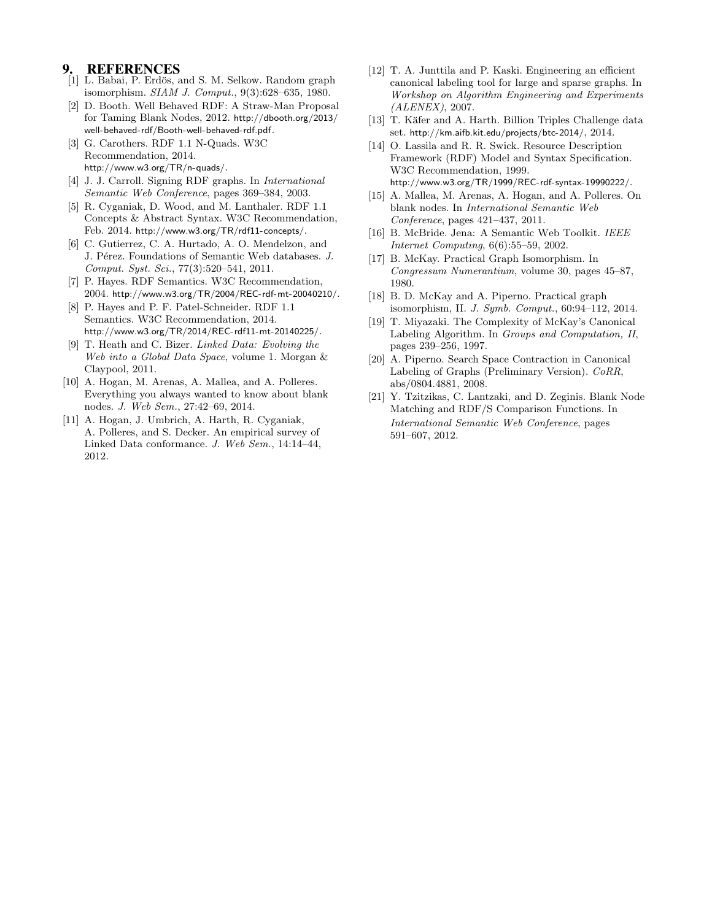## 9. REFERENCES

[1] L. Babai, P. Erdös, and S. M. Selkow. Random graph isomorphism. *SIAM J. Comput.*, 9(3):628–635, 1980.

[2] D. Booth. Well Behaved RDF: A Straw-Man Proposal for Taming Blank Nodes, 2012. http://dbooth.org/2013/well-behaved-rdf/Booth-well-behaved-rdf.pdf.

[3] G. Carothers. RDF 1.1 N-Quads. W3C Recommendation, 2014. http://www.w3.org/TR/n-quads/.

[4] J. J. Carroll. Signing RDF graphs. In *International Semantic Web Conference*, pages 369–384, 2003.

[5] R. Cyganiak, D. Wood, and M. Lanthaler. RDF 1.1 Concepts & Abstract Syntax. W3C Recommendation, Feb. 2014. http://www.w3.org/TR/rdf11-concepts/.

[6] C. Gutierrez, C. A. Hurtado, A. O. Mendelzon, and J. Pérez. Foundations of Semantic Web databases. *J. Comput. Syst. Sci.*, 77(3):520–541, 2011.

[7] P. Hayes. RDF Semantics. W3C Recommendation, 2004. http://www.w3.org/TR/2004/REC-rdf-mt-20040210/.

[8] P. Hayes and P. F. Patel-Schneider. RDF 1.1 Semantics. W3C Recommendation, 2014. http://www.w3.org/TR/2014/REC-rdf11-mt-20140225/.

[9] T. Heath and C. Bizer. *Linked Data: Evolving the Web into a Global Data Space*, volume 1. Morgan & Claypool, 2011.

[10] A. Hogan, M. Arenas, A. Mallea, and A. Polleres. Everything you always wanted to know about blank nodes. *J. Web Sem.*, 27:42–69, 2014.

[11] A. Hogan, J. Umbrich, A. Harth, R. Cyganiak, A. Polleres, and S. Decker. An empirical survey of Linked Data conformance. *J. Web Sem.*, 14:14–44, 2012.

[12] T. A. Junttila and P. Kaski. Engineering an efficient canonical labeling tool for large and sparse graphs. In *Workshop on Algorithm Engineering and Experiments (ALENEX)*, 2007.

[13] T. Käfer and A. Harth. Billion Triples Challenge data set. http://km.aifb.kit.edu/projects/btc-2014/, 2014.

[14] O. Lassila and R. R. Swick. Resource Description Framework (RDF) Model and Syntax Specification. W3C Recommendation, 1999. http://www.w3.org/TR/1999/REC-rdf-syntax-19990222/.

[15] A. Mallea, M. Arenas, A. Hogan, and A. Polleres. On blank nodes. In *International Semantic Web Conference*, pages 421–437, 2011.

[16] B. McBride. Jena: A Semantic Web Toolkit. *IEEE Internet Computing*, 6(6):55–59, 2002.

[17] B. McKay. Practical Graph Isomorphism. In *Congressum Numerantium*, volume 30, pages 45–87, 1980.

[18] B. D. McKay and A. Piperno. Practical graph isomorphism, II. *J. Symb. Comput.*, 60:94–112, 2014.

[19] T. Miyazaki. The Complexity of McKay's Canonical Labeling Algorithm. In *Groups and Computation, II*, pages 239–256, 1997.

[20] A. Piperno. Search Space Contraction in Canonical Labeling of Graphs (Preliminary Version). *CoRR*, abs/0804.4881, 2008.

[21] Y. Tzitzikas, C. Lantzaki, and D. Zeginis. Blank Node Matching and RDF/S Comparison Functions. In *International Semantic Web Conference*, pages 591–607, 2012.